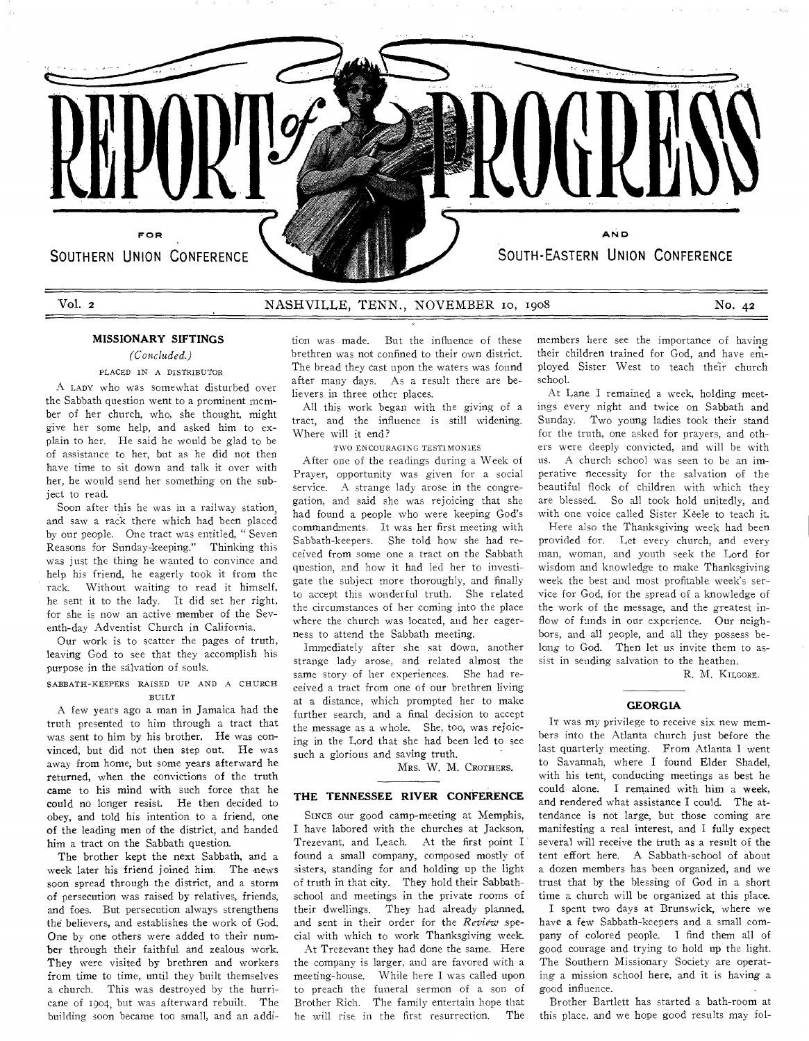# REPORT of PROGRESS

FOR SOUTHERN UNION CONFERENCE AND SOUTH-EASTERN UNION CONFERENCE

Vol. 2 NASHVILLE, TENN., NOVEMBER 10, 1908 No. 42

## MISSIONARY SIFTINGS

*(Concluded.)*

### PLACED IN A DISTRIBUTOR

A LADY who was somewhat disturbed over the Sabbath question went to a prominent member of her church, who, she thought, might give her some help, and asked him to explain to her. He said he would be glad to be of assistance to her, but as he did not then have time to sit down and talk it over with her, he would send her something on the subject to read.

Soon after this he was in a railway station, and saw a rack there which had been placed by our people. One tract was entitled, "Seven Reasons for Sunday-keeping." Thinking this was just the thing he wanted to convince and help his friend, he eagerly took it from the rack. Without waiting to read it himself, he sent it to the lady. It did set her right, for she is now an active member of the Seventh-day Adventist Church in California.

Our work is to scatter the pages of truth, leaving God to see that they accomplish his purpose in the salvation of souls.

### SABBATH-KEEPERS RAISED UP AND A CHURCH BUILT

A few years ago a man in Jamaica had the truth presented to him through a tract that was sent to him by his brother. He was convinced, but did not then step out. He was away from home, but some years afterward he returned, when the convictions of the truth came to his mind with such force that he could no longer resist. He then decided to obey, and told his intention to a friend, one of the leading men of the district, and handed him a tract on the Sabbath question.

The brother kept the next Sabbath, and a week later his friend joined him. The news soon spread through the district, and a storm of persecution was raised by relatives, friends, and foes. But persecution always strengthens the believers, and establishes the work of God. One by one others were added to their number through their faithful and zealous work. They were visited by brethren and workers from time to time, until they built themselves a church. This was destroyed by the hurricane of 1904, but was afterward rebuilt. The building soon became too small, and an addition was made. But the influence of these brethren was not confined to their own district. The bread they cast upon the waters was found after many days. As a result there are believers in three other places.

All this work began with the giving of a tract, and the influence is still widening. Where will it end?

### TWO ENCOURAGING TESTIMONIES

After one of the readings during a Week of Prayer, opportunity was given for a social service. A strange lady arose in the congregation, and said she was rejoicing that she had found a people who were keeping God's commandments. It was her first meeting with Sabbath-keepers. She told how she had received from some one a tract on the Sabbath question, and how it had led her to investigate the subject more thoroughly, and finally to accept this wonderful truth. She related the circumstances of her coming into the place where the church was located, and her eagerness to attend the Sabbath meeting.

Immediately after she sat down, another strange lady arose, and related almost the same story of her experiences. She had received a tract from one of our brethren living at a distance, which prompted her to make further search, and a final decision to accept the message as a whole. She, too, was rejoicing in the Lord that she had been led to see such a glorious and saving truth.

MRS. W. M. CROTHERS.

## THE TENNESSEE RIVER CONFERENCE

SINCE our good camp-meeting at Memphis, I have labored with the churches at Jackson, Trezevant, and Leach. At the first point I found a small company, composed mostly of sisters, standing for and holding up the light of truth in that city. They hold their Sabbath-school and meetings in the private rooms of their dwellings. They had already planned, and sent in their order for the *Review* special with which to work Thanksgiving week.

At Trezevant they had done the same. Here the company is larger, and are favored with a meeting-house. While here I was called upon to preach the funeral sermon of a son of Brother Rich. The family entertain hope that he will rise in the first resurrection. The members here see the importance of having their children trained for God, and have employed Sister West to teach their church school.

At Lane I remained a week, holding meetings every night and twice on Sabbath and Sunday. Two young ladies took their stand for the truth, one asked for prayers, and others were deeply convicted, and will be with us. A church school was seen to be an imperative necessity for the salvation of the beautiful flock of children with which they are blessed. So all took hold unitedly, and with one voice called Sister Keele to teach it.

Here also the Thanksgiving week had been provided for. Let every church, and every man, woman, and youth seek the Lord for wisdom and knowledge to make Thanksgiving week the best and most profitable week's service for God, for the spread of a knowledge of the work of the message, and the greatest inflow of funds in our experience. Our neighbors, and all people, and all they possess belong to God. Then let us invite them to assist in sending salvation to the heathen.

R. M. KILGORE.

## GEORGIA

IT was my privilege to receive six new members into the Atlanta church just before the last quarterly meeting. From Atlanta I went to Savannah, where I found Elder Shadel, with his tent, conducting meetings as best he could alone. I remained with him a week, and rendered what assistance I could. The attendance is not large, but those coming are manifesting a real interest, and I fully expect several will receive the truth as a result of the tent effort here. A Sabbath-school of about a dozen members has been organized, and we trust that by the blessing of God in a short time a church will be organized at this place.

I spent two days at Brunswick, where we have a few Sabbath-keepers and a small company of colored people. I find them all of good courage and trying to hold up the light. The Southern Missionary Society are operating a mission school here, and it is having a good influence.

Brother Bartlett has started a bath-room at this place, and we hope good results may fol-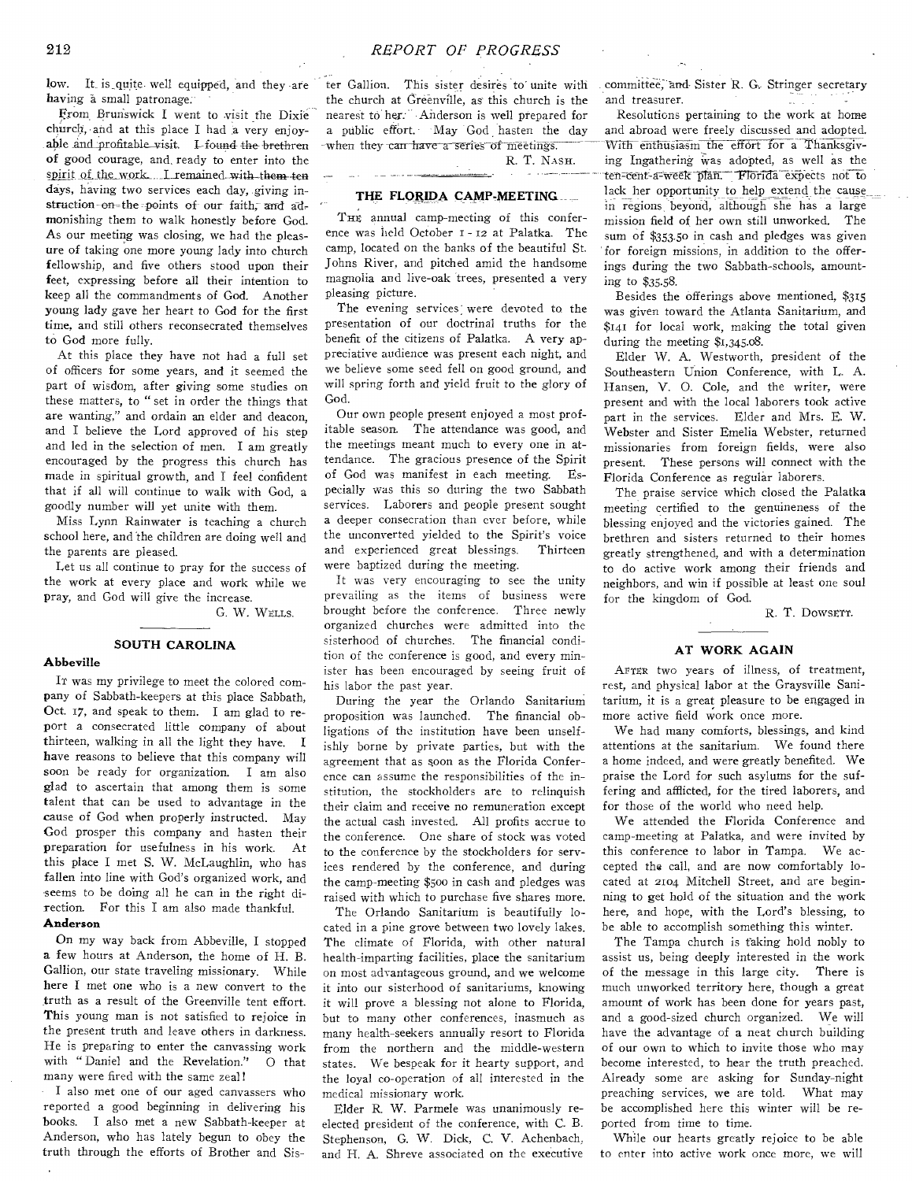low. It is quite well equipped, and they are having a small patronage.

From Brunswick I went to visit the Dixie church, and at this place I had a very enjoyable and profitable visit. I found the brethren of good courage, and ready to enter into the spirit of the work. I remained with them ten days, having two services each day, giving instruction on the points of our faith, and admonishing them to walk honestly before God. As our meeting was closing, we had the pleasure of taking one more young lady into church fellowship, and five others stood upon their feet, expressing before all their intention to keep all the commandments of God. Another young lady gave her heart to God for the first time, and still others reconsecrated themselves to God more fully.

At this place they have not had a full set of officers for some years, and it seemed the part of wisdom, after giving some studies on these matters, to "set in order the things that are wanting," and ordain an elder and deacon, and I believe the Lord approved of his step and led in the selection of men. I am greatly encouraged by the progress this church has made in spiritual growth, and I feel confident that if all will continue to walk with God, a goodly number will yet unite with them.

Miss Lynn Rainwater is teaching a church school here, and the children are doing well and the parents are pleased.

Let us all continue to pray for the success of the work at every place and work while we pray, and God will give the increase.

G. W. Wells.

## SOUTH CAROLINA

### Abbeville

It was my privilege to meet the colored company of Sabbath-keepers at this place Sabbath, Oct. 17, and speak to them. I am glad to report a consecrated little company of about thirteen, walking in all the light they have. I have reasons to believe that this company will soon be ready for organization. I am also glad to ascertain that among them is some talent that can be used to advantage in the cause of God when properly instructed. May God prosper this company and hasten their preparation for usefulness in his work. At this place I met S. W. McLaughlin, who has fallen into line with God's organized work, and seems to be doing all he can in the right direction. For this I am also made thankful.

### Anderson

On my way back from Abbeville, I stopped a few hours at Anderson, the home of H. B. Gallion, our state traveling missionary. While here I met one who is a new convert to the truth as a result of the Greenville tent effort. This young man is not satisfied to rejoice in the present truth and leave others in darkness. He is preparing to enter the canvassing work with "Daniel and the Revelation." O that many were fired with the same zeal!

I also met one of our aged canvassers who reported a good beginning in delivering his books. I also met a new Sabbath-keeper at Anderson, who has lately begun to obey the truth through the efforts of Brother and Sister Gallion. This sister desires to unite with the church at Greenville, as this church is the nearest to her. Anderson is well prepared for a public effort. May God hasten the day when they can have a series of meetings.

R. T. Nash.

## THE FLORIDA CAMP-MEETING

The annual camp-meeting of this conference was held October 1-12 at Palatka. The camp, located on the banks of the beautiful St. Johns River, and pitched amid the handsome magnolia and live-oak trees, presented a very pleasing picture.

The evening services were devoted to the presentation of our doctrinal truths for the benefit of the citizens of Palatka. A very appreciative audience was present each night, and we believe some seed fell on good ground, and will spring forth and yield fruit to the glory of God.

Our own people present enjoyed a most profitable season. The attendance was good, and the meetings meant much to every one in attendance. The gracious presence of the Spirit of God was manifest in each meeting. Especially was this so during the two Sabbath services. Laborers and people present sought a deeper consecration than ever before, while the unconverted yielded to the Spirit's voice and experienced great blessings. Thirteen were baptized during the meeting.

It was very encouraging to see the unity prevailing as the items of business were brought before the conference. Three newly organized churches were admitted into the sisterhood of churches. The financial condition of the conference is good, and every minister has been encouraged by seeing fruit of his labor the past year.

During the year the Orlando Sanitarium proposition was launched. The financial obligations of the institution have been unselfishly borne by private parties, but with the agreement that as soon as the Florida Conference can assume the responsibilities of the institution, the stockholders are to relinquish their claim and receive no remuneration except the actual cash invested. All profits accrue to the conference. One share of stock was voted to the conference by the stockholders for services rendered by the conference, and during the camp-meeting $500 in cash and pledges was raised with which to purchase five shares more.

The Orlando Sanitarium is beautifully located in a pine grove between two lovely lakes. The climate of Florida, with other natural health-imparting facilities, place the sanitarium on most advantageous ground, and we welcome it into our sisterhood of sanitariums, knowing it will prove a blessing not alone to Florida, but to many other conferences, inasmuch as many health-seekers annually resort to Florida from the northern and the middle-western states. We bespeak for it hearty support, and the loyal co-operation of all interested in the medical missionary work.

Elder R. W. Parmele was unanimously re-elected president of the conference, with C. B. Stephenson, G. W. Dick, C. V. Achenbach, and H. A. Shreve associated on the executive committee, and Sister R. G. Stringer secretary and treasurer.

Resolutions pertaining to the work at home and abroad were freely discussed and adopted. With enthusiasm the effort for a Thanksgiving Ingathering was adopted, as well as the ten-cent-a-week plan. Florida expects not to lack her opportunity to help extend the cause in regions beyond, although she has a large mission field of her own still unworked. The sum of $353.50 in cash and pledges was given for foreign missions, in addition to the offerings during the two Sabbath-schools, amounting to $35.58.

Besides the offerings above mentioned, $315 was given toward the Atlanta Sanitarium, and $141 for local work, making the total given during the meeting $1,345.08.

Elder W. A. Westworth, president of the Southeastern Union Conference, with L. A. Hansen, V. O. Cole, and the writer, were present and with the local laborers took active part in the services. Elder and Mrs. E. W. Webster and Sister Emelia Webster, returned missionaries from foreign fields, were also present. These persons will connect with the Florida Conference as regular laborers.

The praise service which closed the Palatka meeting certified to the genuineness of the blessing enjoyed and the victories gained. The brethren and sisters returned to their homes greatly strengthened, and with a determination to do active work among their friends and neighbors, and win if possible at least one soul for the kingdom of God.

R. T. Dowsett.

## AT WORK AGAIN

After two years of illness, of treatment, rest, and physical labor at the Graysville Sanitarium, it is a great pleasure to be engaged in more active field work once more.

We had many comforts, blessings, and kind attentions at the sanitarium. We found there a home indeed, and were greatly benefited. We praise the Lord for such asylums for the suffering and afflicted, for the tired laborers, and for those of the world who need help.

We attended the Florida Conference and camp-meeting at Palatka, and were invited by this conference to labor in Tampa. We accepted the call, and are now comfortably located at 2104 Mitchell Street, and are beginning to get hold of the situation and the work here, and hope, with the Lord's blessing, to be able to accomplish something this winter.

The Tampa church is taking hold nobly to assist us, being deeply interested in the work of the message in this large city. There is much unworked territory here, though a great amount of work has been done for years past, and a good-sized church organized. We will have the advantage of a neat church building of our own to which to invite those who may become interested, to hear the truth preached. Already some are asking for Sunday-night preaching services, we are told. What may be accomplished here this winter will be reported from time to time.

While our hearts greatly rejoice to be able to enter into active work once more, we will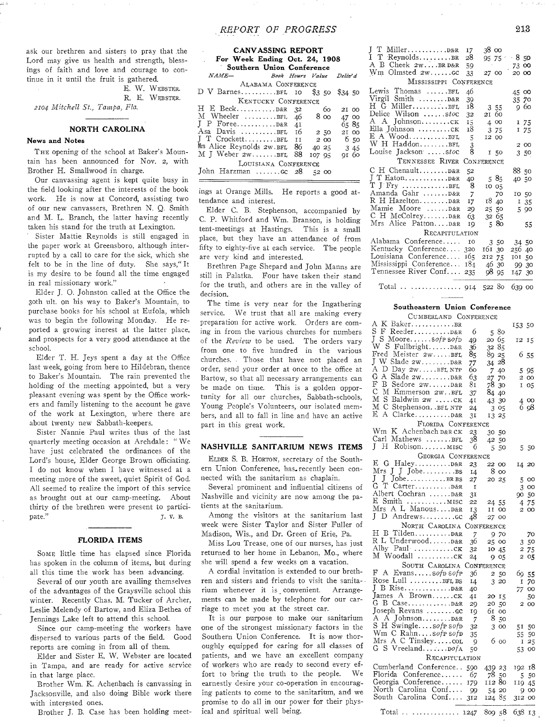ask our brethren and sisters to pray that the Lord may give us health and strength, blessings of faith and love and courage to continue in it until the fruit is gathered.

E. W. WEBSTER.
R. E. WEBSTER.

*2104 Mitchell St., Tampa, Fla.*

## NORTH CAROLINA

### News and Notes

THE opening of the school at Baker's Mountain has been announced for Nov. 2, with Brother H. Smallwood in charge.

Our canvassing agent is kept quite busy in the field looking after the interests of the book work. He is now at Concord, assisting two of our new canvassers, Brethren N. Q. Smith and M. L. Branch, the latter having recently taken his stand for the truth at Lexington.

Sister Mattie Reynolds is still engaged in the paper work at Greensboro, although interrupted by a call to care for the sick, which she felt to be in the line of duty. She says, "It is my desire to be found all the time engaged in real missionary work."

Elder J. O. Johnston called at the Office the 30th ult. on his way to Baker's Mountain, to purchase books for his school at Eufola, which was to begin the following Monday. He reported a growing inerest at the latter place, and prospects for a very good attendance at the school.

Elder T. H. Jeys spent a day at the Office last week, going from here to Hildebran, thence to Baker's Mountain. The rain prevented the holding of the meeting appointed, but a very pleasant evening was spent by the Office workers and family listening to the account he gave of the work at Lexington, where there are about twenty new Sabbath-keepers.

Sister Nannie Paul writes thus of the last quarterly meeting occasion at Archdale: "We have just celebrated the ordinances of the Lord's house, Elder George Brown officiating. I do not know when I have witnessed at a meeting more of the sweet, quiet Spirit of God. All seemed to realize the import of this service as brought out at our camp-meeting. About thirty of the brethren were present to participate."

J. V. B.

## FLORIDA ITEMS

SOME little time has elapsed since Florida has spoken in the column of items, but during all this time the work has been advancing.

Several of our youth are availing themselves of the advantages of the Graysville school this winter. Recently Chas. M. Tucker of Archer, Leslie Melendy of Bartow, and Eliza Bethea of Jennings Lake left to attend this school.

Since our camp-meeting the workers have dispersed to various parts of the field. Good reports are coming in from all of them.

Elder and Sister E. W. Webster are located in Tampa, and are ready for active service in that large place.

Brother Wm. K. Achenbach is canvassing in Jacksonville, and also doing Bible work there with interested ones.

Brother J. B. Case has been holding meetings at Orange Mills. He reports a good attendance and interest.

Elder C. B. Stephenson, accompanied by C. P. Whitford and Wm. Branson, is holding tent-meetings at Hastings. This is a small place, but they have an attendance of from fifty to eighty-five at each service. The people are very kind and interested.

Brethren Page Shepard and John Manns are still in Palatka. Four have taken their stand for the truth, and others are in the valley of decision.

The time is very near for the Ingathering service. We trust that all are making every preparation for active work. Orders are coming in from the various churches for numbers of the *Review* to be used. The orders vary from one to five hundred in the various churches. Those that have not placed an order, send your order at once to the office at Bartow, so that all necessary arrangements can be made on time. This is a golden opportunity for all our churches, Sabbath-schools, Young People's Volunteers, our isolated members, and all to fall in line and have an active part in this great work.

## NASHVILLE SANITARIUM NEWS ITEMS

ELDER S. B. HORTON, secretary of the Southern Union Conference, has recently been connected with the sanitarium as chaplain.

Several prominent and influential citizens of Nashville and vicinity are now among the patients at the sanitarium.

Among the visitors at the sanitarium last week were Sister Taylor and Sister Fuller of Madison, Wis., and Dr. Green of Erie, Pa.

Miss Lou Trease, one of our nurses, has just returned to her home in Lebanon, Mo., where she will spend a few weeks on a vacation.

A cordial invitation is extended to our brethren and sisters and friends to visit the sanitarium whenever it is convenient. Arrangements can be made by telephone for our carriage to meet you at the street car.

It is our purpose to make our sanitarium one of the strongest missionary factors in the Southern Union Conference. It is now thoroughly equipped for caring for all classes of patients, and we have an excellent company of workers who are ready to second every effort to bring the truth to the people. We earnestly desire your co-operation in encouraging patients to come to the sanitarium, and we promise to do all in our power for their physical and spiritual well being.

## CANVASSING REPORT

### For Week Ending Oct. 24, 1908

### Southern Union Conference

| NAME— | Book | Hours | Value | Deliv'd |
|---|---|---|---|---|
| **ALABAMA CONFERENCE** | | | | |
| D V Barnes | BFL | 10 | $3 50 | $34 50 |
| **KENTUCKY CONFERENCE** | | | | |
| H E Beck | D&R | 32 | 60 | 21 00 |
| M Wheeler | BFL | 46 | 8 00 | 47 00 |
| J P Foree | D&R | 41 | | 65 85 |
| Asa Davis | BFL | 16 | 2 50 | 21 00 |
| J T Crockett | BFL | 11 | 2 00 | 6 50 |
| Mrs Alice Reynolds 2w | BFL | 86 | 40 25 | 3 45 |
| M J Weber 2w | BFL | 88 | 107 95 | 91 60 |
| **LOUISIANA CONFERENCE** | | | | |
| John Harzman | GC | 28 | 52 00 | |
| J T Miller | D&R | 17 | 38 00 | |
| I T Reynolds | BR | 28 | 95 75 | 8 50 |
| A B Cheek 2w | BR D&R | 59 | | 73 00 |
| Wm Olmsted 2w | GC | 33 | 27 00 | 20 00 |
| **MISSISSIPPI CONFERENCE** | | | | |
| Lewis Thomas | BFL | 46 | | 45 00 |
| Virgil Smith | D&R | 39 | | 35 70 |
| H G Miller | BFL | 18 | 3 55 | 9 60 |
| Delice Wilson | stoc | 32 | 21 60 | |
| A A Johnson | CK | 15 | 4 00 | 1 75 |
| Ella Johnson | CK | 18 | 3 75 | 1 75 |
| E A Wood | BFL | 5 | 12 00 | |
| W H Haddon | BFL | 3 | | 2 00 |
| Louise Jackson | stoc | 8 | 1 50 | 3 50 |
| **TENNESSEE RIVER CONFERENCE** | | | | |
| C H Chenault | D&R | 52 | | 88 50 |
| J T Eaton | D&R | 40 | 5 85 | 40 50 |
| T J Fry | BFL | 8 | 10 05 | |
| Amanda Gahr | D&R | 7 | 70 | 10 50 |
| R H Hazelton | D&R | 17 | 18 40 | 1 35 |
| Mamie Moore | D&R | 29 | 25 50 | 5 90 |
| C H McColrey | D&R | 63 | 32 65 | |
| Mrs Alice Patton | D&R | 19 | 5 80 | 55 |
| **RECAPITULATION** | | | | |
| Alabama Conference | | 10 | 3 50 | 34 50 |
| Kentucky Conference | | 320 | 161 30 | 256 40 |
| Louisiana Conference | | 165 | 212 75 | 101 50 |
| Mississippi Conference | | 184 | 46 30 | 99 30 |
| Tennessee River Conf. | | 235 | 98 95 | 147 30 |
| Total | | 914 | 522 80 | 639 00 |

### Southeastern Union Conference

| NAME— | Book | Hours | Value | Deliv'd |
|---|---|---|---|---|
| **CUMBERLAND CONFERENCE** | | | | |
| A K Baker | BR | | | 153 50 |
| S F Reeder | D&R | 6 | 5 80 | |
| J S Moore | sofp sofd | 49 | 20 65 | 12 15 |
| W S Fullbright | D&R | 36 | 32 85 | |
| Fred Meister 2w | BFL | 85 | 89 25 | 6 55 |
| J W Slade 2w | D&R | 77 | 34 28 | |
| A D Day 2w | BFL NTP | 60 | 7 40 | 5 95 |
| G A Slade 2w | D&R | 63 | 27 70 | 2 00 |
| F B Sedore 2w | D&R | 81 | 78 30 | 1 05 |
| C M Emmerson 2w | BFL | 37 | 84 40 | |
| M S Baldwin 2w | CK | 41 | 43 30 | 4 00 |
| M C Stephenson | BFL NTP | 24 | 3 05 | 6 98 |
| E A Clarke | D&R | 31 | 13 25 | |
| **FLORIDA CONFERENCE** | | | | |
| Wm K Achenbach | D&R CK | 23 | 30 50 | |
| Carl Mathews | BFL | 38 | 42 50 | |
| J H Robison | MISC | 6 | 5 50 | 5 50 |
| **GEORGIA CONFERENCE** | | | | |
| E G Haley | D&R | 23 | 22 00 | 14 20 |
| Mrs J J Jobe | BS | 14 | 8 00 | |
| J J Jobe | BR BS | 27 | 20 25 | 5 00 |
| G T Carter | D&R | 1 | | 3 00 |
| Albert Cochran | D&R | 31 | | 90 50 |
| E Smith | MISC | 22 | 24 55 | 4 75 |
| Mrs A L Manous | D&R | 13 | 11 00 | 2 00 |
| J D Andrews | GC | 48 | 27 00 | |
| **NORTH CAROLINA CONFERENCE** | | | | |
| H B Tilden | D&R | 7 | 9 70 | 70 |
| R L Underwood | D&R | 36 | 25 00 | 3 50 |
| Alby Paul | CK | 32 | 10 45 | 2 75 |
| M Woodall | CK | 24 | 9 05 | 2 05 |
| **SOUTH CAROLINA CONFERENCE** | | | | |
| F A Evans | sofd sofp | 36 | 2 50 | 69 55 |
| Rose Lull | BFL BS | 14 | 3 20 | 1 70 |
| J B Rise | D&R | 40 | | 77 00 |
| James A Brown | CK | 41 | 20 15 | 50 |
| G B Case | D&R | 29 | 20 50 | 2 00 |
| Joseph Revans | GC | 19 | 61 00 | |
| A A Johnson | D&R | 7 | 8 50 | |
| S H Swingle | sofp sofd | 32 | 3 00 | 51 50 |
| Wm C Rahn | sofp sofd | 35 | | 55 50 |
| Mrs A C Tinsley | COL | 9 | 6 00 | 1 25 |
| G S Vreeland | DofA | 50 | | 53 00 |
| **RECAPITULATION** | | | | |
| Cumberland Conference | | 590 | 439 23 | 192 18 |
| Florida Conference | | 67 | 78 50 | 5 50 |
| Georgia Conference | | 179 | 112 80 | 119 45 |
| North Carolina Conf. | | 99 | 54 20 | 9 00 |
| South Carolina Conf. | | 312 | 124 85 | 312 00 |
| Total | | 1247 | 809 58 | 638 13 |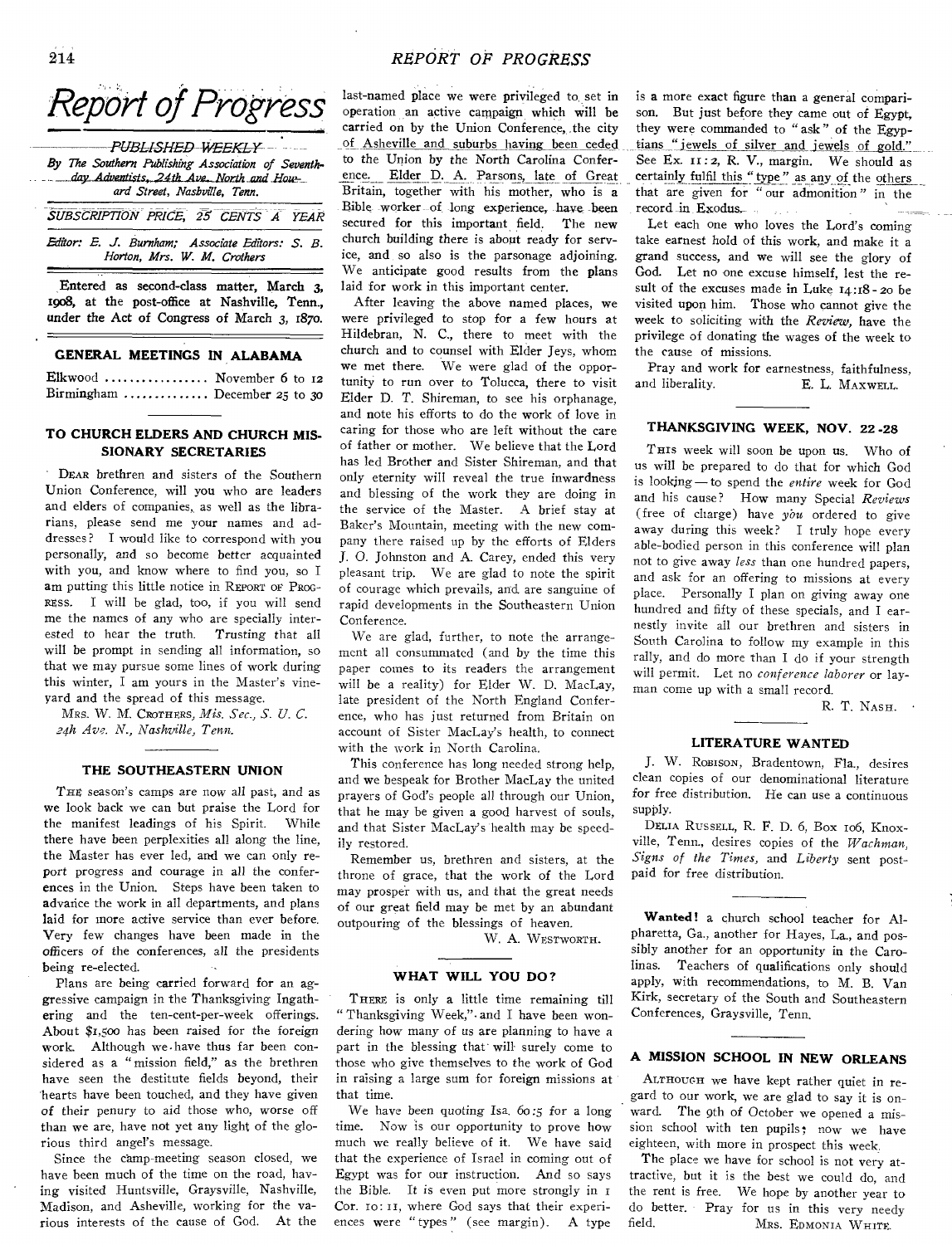# Report of Progress

*PUBLISHED WEEKLY*

By The Southern Publishing Association of Seventh-day Adventists, 24th Ave. North and Howard Street, Nashville, Tenn.

SUBSCRIPTION PRICE, 25 CENTS A YEAR

*Editor: E. J. Burnham; Associate Editors: S. B. Horton, Mrs. W. M. Crothers*

Entered as second-class matter, March 3, 1908, at the post-office at Nashville, Tenn., under the Act of Congress of March 3, 1870.

## GENERAL MEETINGS IN ALABAMA

Elkwood .................. November 6 to 12
Birmingham .............. December 25 to 30

## TO CHURCH ELDERS AND CHURCH MISSIONARY SECRETARIES

DEAR brethren and sisters of the Southern Union Conference, will you who are leaders and elders of companies, as well as the librarians, please send me your names and addresses? I would like to correspond with you personally, and so become better acquainted with you, and know where to find you, so I am putting this little notice in REPORT OF PROGRESS. I will be glad, too, if you will send me the names of any who are specially interested to hear the truth. Trusting that all will be prompt in sending all information, so that we may pursue some lines of work during this winter, I am yours in the Master's vineyard and the spread of this message.

MRS. W. M. CROTHERS, *Mis. Sec., S. U. C.* *24h Ave. N., Nashville, Tenn.*

## THE SOUTHEASTERN UNION

THE season's camps are now all past, and as we look back we can but praise the Lord for the manifest leadings of his Spirit. While there have been perplexities all along the line, the Master has ever led, and we can only report progress and courage in all the conferences in the Union. Steps have been taken to advance the work in all departments, and plans laid for more active service than ever before. Very few changes have been made in the officers of the conferences, all the presidents being re-elected.

Plans are being carried forward for an aggressive campaign in the Thanksgiving Ingathering and the ten-cent-per-week offerings. About $1,500 has been raised for the foreign work. Although we have thus far been considered as a "mission field," as the brethren have seen the destitute fields beyond, their hearts have been touched, and they have given of their penury to aid those who, worse off than we are, have not yet any light of the glorious third angel's message.

Since the camp-meeting season closed, we have been much of the time on the road, having visited Huntsville, Graysville, Nashville, Madison, and Asheville, working for the various interests of the cause of God. At the last-named place we were privileged to set in operation an active campaign which will be carried on by the Union Conference, the city of Asheville and suburbs having been ceded to the Union by the North Carolina Conference. Elder D. A. Parsons, late of Great Britain, together with his mother, who is a Bible worker of long experience, have been secured for this important field. The new church building there is about ready for service, and so also is the parsonage adjoining. We anticipate good results from the plans laid for work in this important center.

After leaving the above named places, we were privileged to stop for a few hours at Hildebran, N. C., there to meet with the church and to counsel with Elder Jeys, whom we met there. We were glad of the opportunity to run over to Tolucca, there to visit Elder D. T. Shireman, to see his orphanage, and note his efforts to do the work of love in caring for those who are left without the care of father or mother. We believe that the Lord has led Brother and Sister Shireman, and that only eternity will reveal the true inwardness and blessing of the work they are doing in the service of the Master. A brief stay at Baker's Mountain, meeting with the new company there raised up by the efforts of Elders J. O. Johnston and A. Carey, ended this very pleasant trip. We are glad to note the spirit of courage which prevails, and are sanguine of rapid developments in the Southeastern Union Conference.

We are glad, further, to note the arrangement all consummated (and by the time this paper comes to its readers the arrangement will be a reality) for Elder W. D. MacLay, late president of the North England Conference, who has just returned from Britain on account of Sister MacLay's health, to connect with the work in North Carolina.

This conference has long needed strong help, and we bespeak for Brother MacLay the united prayers of God's people all through our Union, that he may be given a good harvest of souls, and that Sister MacLay's health may be speedily restored.

Remember us, brethren and sisters, at the throne of grace, that the work of the Lord may prosper with us, and that the great needs of our great field may be met by an abundant outpouring of the blessings of heaven.

W. A. WESTWORTH.

## WHAT WILL YOU DO?

THERE is only a little time remaining till "Thanksgiving Week," and I have been wondering how many of us are planning to have a part in the blessing that will surely come to those who give themselves to the work of God in raising a large sum for foreign missions at that time.

We have been quoting Isa. 60:5 for a long time. Now is our opportunity to prove how much we really believe of it. We have said that the experience of Israel in coming out of Egypt was for our instruction. And so says the Bible. It is even put more strongly in 1 Cor. 10:11, where God says that their experiences were "types" (see margin). A type is a more exact figure than a general comparison. But just before they came out of Egypt, they were commanded to "ask" of the Egyptians "jewels of silver and jewels of gold." See Ex. 11:2, R. V., margin. We should as certainly fulfil this "type" as any of the others that are given for "our admonition" in the record in Exodus.

Let each one who loves the Lord's coming take earnest hold of this work, and make it a grand success, and we will see the glory of God. Let no one excuse himself, lest the result of the excuses made in Luke 14:18-20 be visited upon him. Those who cannot give the week to soliciting with the *Review*, have the privilege of donating the wages of the week to the cause of missions.

Pray and work for earnestness, faithfulness, and liberality.

E. L. MAXWELL.

## THANKSGIVING WEEK, NOV. 22-28

THIS week will soon be upon us. Who of us will be prepared to do that for which God is looking — to spend the *entire* week for God and his cause? How many Special *Reviews* (free of charge) have *you* ordered to give away during this week? I truly hope every able-bodied person in this conference will plan not to give away *less* than one hundred papers, and ask for an offering to missions at every place. Personally I plan on giving away one hundred and fifty of these specials, and I earnestly invite all our brethren and sisters in South Carolina to follow my example in this rally, and do more than I do if your strength will permit. Let no *conference laborer* or layman come up with a small record.

R. T. NASH.

## LITERATURE WANTED

J. W. ROBISON, Bradentown, Fla., desires clean copies of our denominational literature for free distribution. He can use a continuous supply.

DELIA RUSSELL, R. F. D. 6, Box 106, Knoxville, Tenn., desires copies of the *Wachman*, *Signs of the Times*, and *Liberty* sent postpaid for free distribution.

**Wanted!** a church school teacher for Alpharetta, Ga., another for Hayes, La., and possibly another for an opportunity in the Carolinas. Teachers of qualifications only should apply, with recommendations, to M. B. Van Kirk, secretary of the South and Southeastern Conferences, Graysville, Tenn.

## A MISSION SCHOOL IN NEW ORLEANS

ALTHOUGH we have kept rather quiet in regard to our work, we are glad to say it is onward. The 9th of October we opened a mission school with ten pupils; now we have eighteen, with more in prospect this week.

The place we have for school is not very attractive, but it is the best we could do, and the rent is free. We hope by another year to do better. Pray for us in this very needy field.

MRS. EDMONIA WHITE.